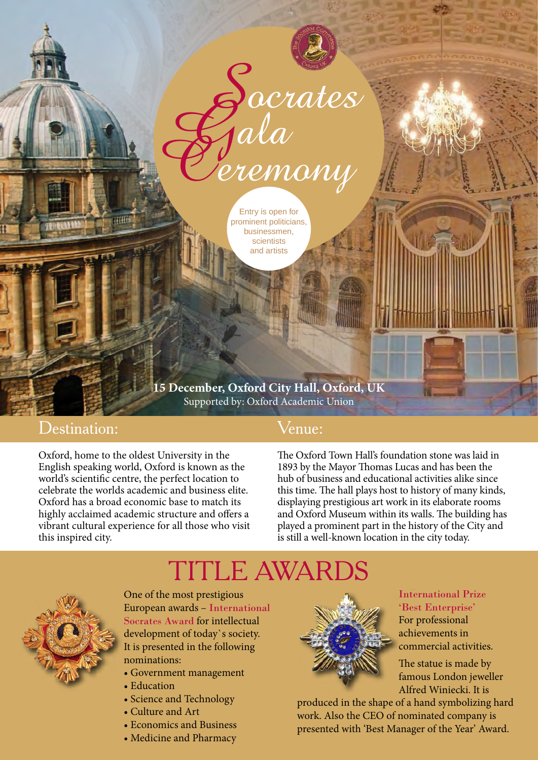# Socrates Gala Ceremony

Entry is open for prominent politicians, businessmen, scientists and artists

**15 December, Oxford City Hall, Oxford, UK**

Supported by: Oxford Academic Union

## Destination:

Oxford, home to the oldest University in the English speaking world, Oxford is known as the world's scientific centre, the perfect location to celebrate the worlds academic and business elite. Oxford has a broad economic base to match its highly acclaimed academic structure and offers a vibrant cultural experience for all those who visit this inspired city.

## Venue:

The Oxford Town Hall's foundation stone was laid in 1893 by the Mayor Thomas Lucas and has been the hub of business and educational activities alike since this time. The hall plays host to history of many kinds, displaying prestigious art work in its elaborate rooms and Oxford Museum within its walls. The building has played a prominent part in the history of the City and is still a well-known location in the city today.

# TITLE AWARDS

One of the most prestigious European awards – **International Socrates Award** for intellectual development of today`s society. It is presented in the following nominations:

- Government management
- Education
- Science and Technology
- Culture and Art
- Economics and Business
- Medicine and Pharmacy

**International Prize 'Best Enterprise'**

For professional achievements in commercial activities.

The statue is made by famous London jeweller Alfred Winiecki. It is produced in the shape of a hand symbolizing hard work. Also the CEO of nominated company is presented with 'Best Manager of the Year' Award.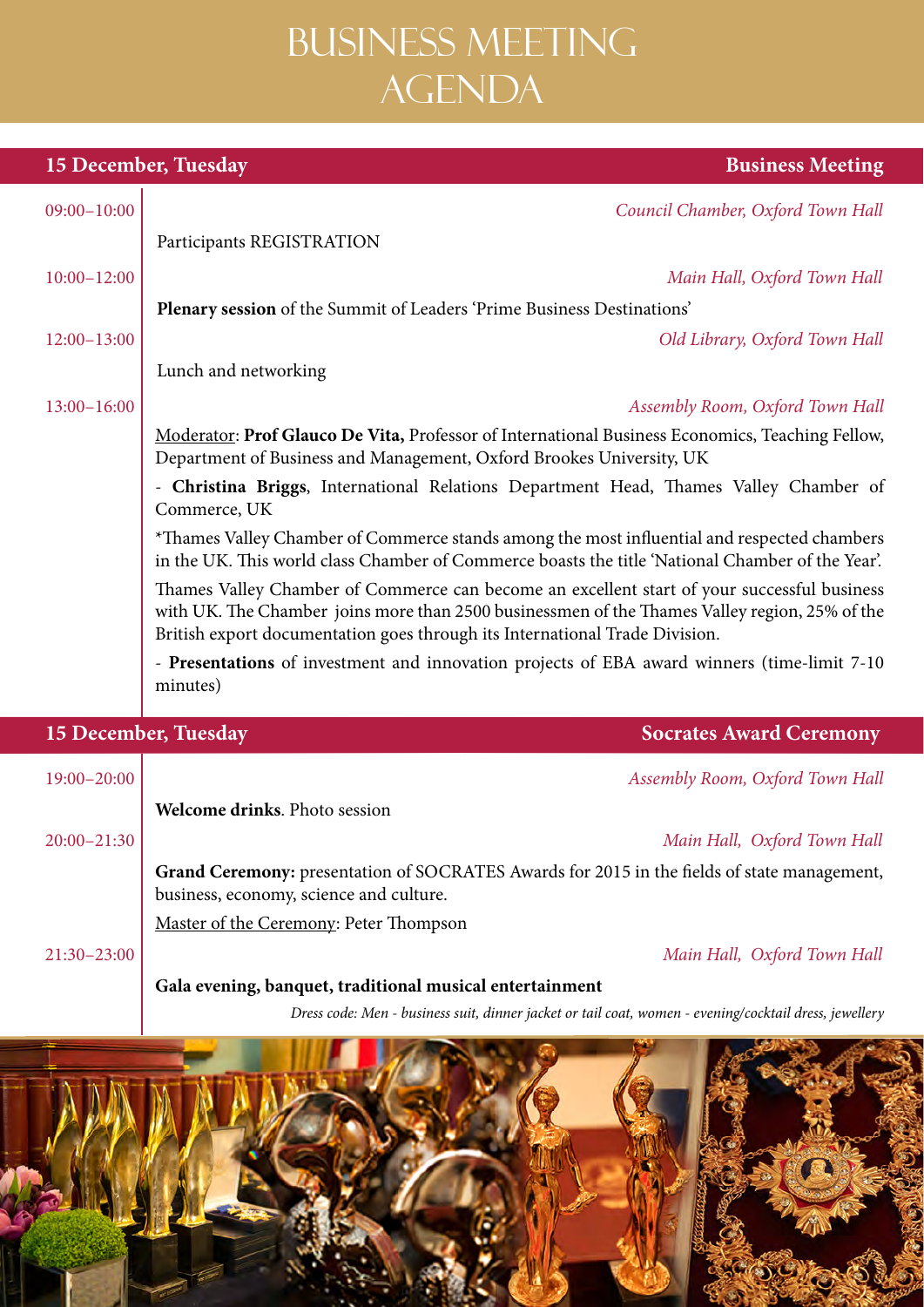# BUSINESS MEETING AGENDA

## 15 December, Tuesday — Business Meeting

**09:00–10:00** *Council Chamber, Oxford Town Hall*

Participants REGISTRATION

**10:00–12:00** *Main Hall, Oxford Town Hall*

**Plenary session** of the Summit of Leaders 'Prime Business Destinations'

**12:00–13:00** *Old Library, Oxford Town Hall*

Lunch and networking

**13:00–16:00** *Assembly Room, Oxford Town Hall*

Moderator: **Prof Glauco De Vita,** Professor of International Business Economics, Teaching Fellow, Department of Business and Management, Oxford Brookes University, UK

- **Christina Briggs**, International Relations Department Head, Thames Valley Chamber of Commerce, UK

*Thames Valley Chamber of Commerce stands among the most influential and respected chambers in the UK. This world class Chamber of Commerce boasts the title 'National Chamber of the Year'.

Thames Valley Chamber of Commerce can become an excellent start of your successful business with UK. The Chamber joins more than 2500 businessmen of the Thames Valley region, 25% of the British export documentation goes through its International Trade Division.

- **Presentations** of investment and innovation projects of EBA award winners (time-limit 7-10 minutes)

## 15 December, Tuesday — Socrates Award Ceremony

**19:00–20:00** *Assembly Room, Oxford Town Hall*

**Welcome drinks**. Photo session

**20:00–21:30** *Main Hall, Oxford Town Hall*

**Grand Ceremony:** presentation of SOCRATES Awards for 2015 in the fields of state management, business, economy, science and culture.

Master of the Ceremony: Peter Thompson

**21:30–23:00** *Main Hall, Oxford Town Hall*

**Gala evening, banquet, traditional musical entertainment**

*Dress code: Men - business suit, dinner jacket or tail coat, women - evening/cocktail dress, jewellery*